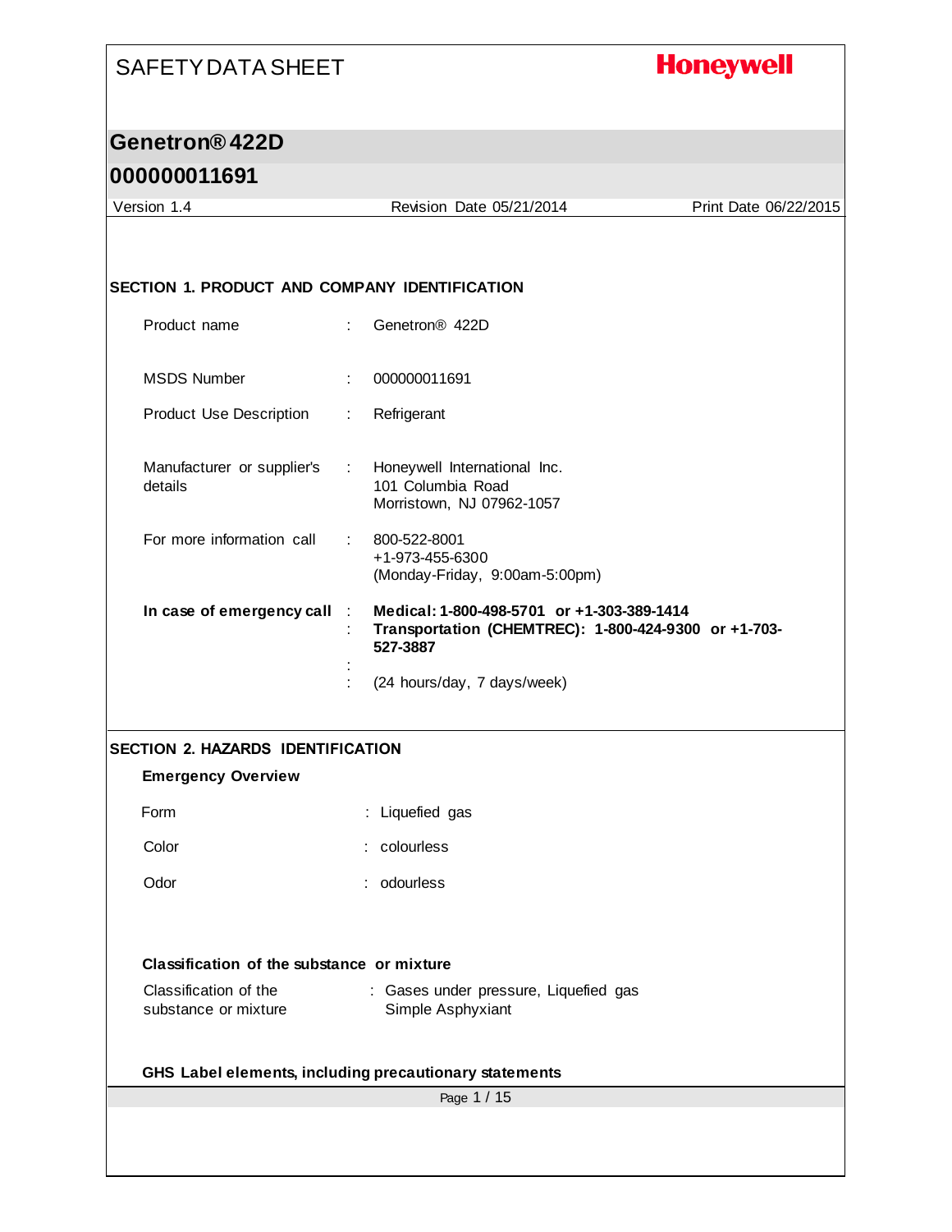# SAFETY DATA SHEET

**Honeywell**

## Genetron® 422D

## 000000011691

Version 1.4 | Revision Date 05/21/2014 | Print Date 06/22/2015

### SECTION 1. PRODUCT AND COMPANY IDENTIFICATION

| | | |
|---|---|---|
| Product name | : | Genetron® 422D |
| MSDS Number | : | 000000011691 |
| Product Use Description | : | Refrigerant |
| Manufacturer or supplier's details | : | Honeywell International Inc.<br>101 Columbia Road<br>Morristown, NJ 07962-1057 |
| For more information call | : | 800-522-8001<br>+1-973-455-6300<br>(Monday-Friday, 9:00am-5:00pm) |
| **In case of emergency call** | : | **Medical: 1-800-498-5701 or +1-303-389-1414** |
| | : | **Transportation (CHEMTREC): 1-800-424-9300 or +1-703-527-3887** |
| | : | |
| | : | (24 hours/day, 7 days/week) |

### SECTION 2. HAZARDS IDENTIFICATION

**Emergency Overview**

| | | |
|---|---|---|
| Form | : | Liquefied gas |
| Color | : | colourless |
| Odor | : | odourless |

**Classification of the substance or mixture**

| | | |
|---|---|---|
| Classification of the substance or mixture | : | Gases under pressure, Liquefied gas<br>Simple Asphyxiant |

**GHS Label elements, including precautionary statements**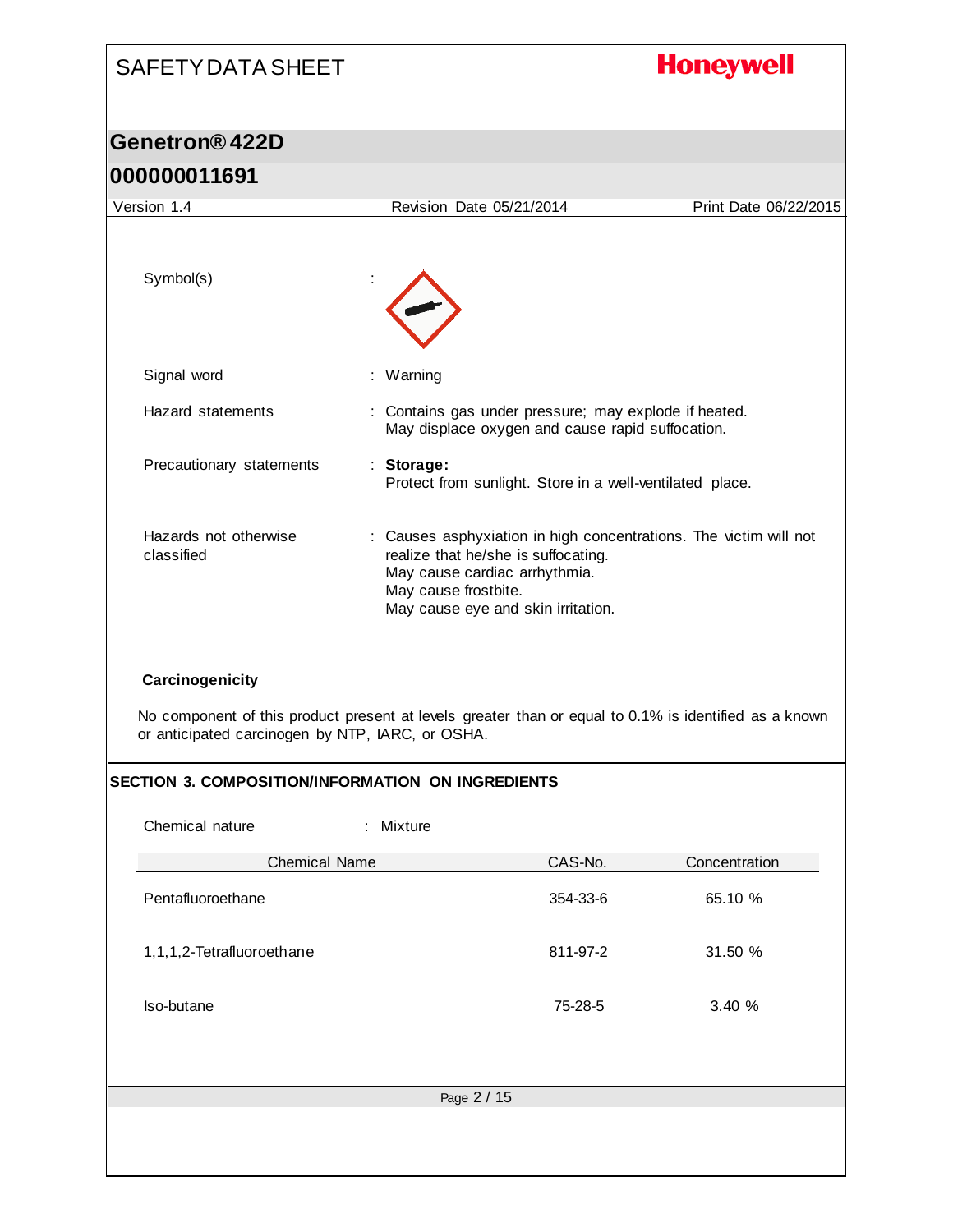Symbol(s) :

Signal word : Warning

Hazard statements : Contains gas under pressure; may explode if heated.
May displace oxygen and cause rapid suffocation.

Precautionary statements : **Storage:**
Protect from sunlight. Store in a well-ventilated place.

Hazards not otherwise classified : Causes asphyxiation in high concentrations. The victim will not realize that he/she is suffocating.
May cause cardiac arrhythmia.
May cause frostbite.
May cause eye and skin irritation.

**Carcinogenicity**

No component of this product present at levels greater than or equal to 0.1% is identified as a known or anticipated carcinogen by NTP, IARC, or OSHA.

## SECTION 3. COMPOSITION/INFORMATION ON INGREDIENTS

Chemical nature : Mixture

| Chemical Name | CAS-No. | Concentration |
|---|---|---|
| Pentafluoroethane | 354-33-6 | 65.10 % |
| 1,1,1,2-Tetrafluoroethane | 811-97-2 | 31.50 % |
| Iso-butane | 75-28-5 | 3.40 % |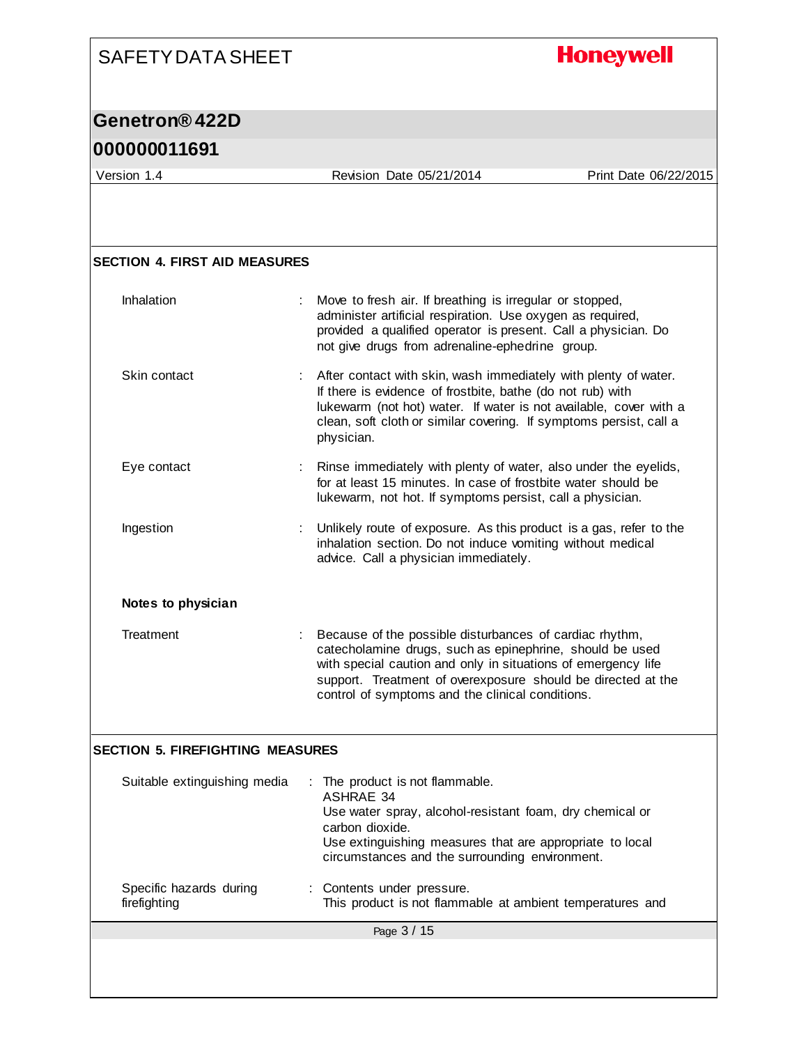## SECTION 4. FIRST AID MEASURES

| | | |
|---|---|---|
| Inhalation | : | Move to fresh air. If breathing is irregular or stopped, administer artificial respiration. Use oxygen as required, provided a qualified operator is present. Call a physician. Do not give drugs from adrenaline-ephedrine group. |
| Skin contact | : | After contact with skin, wash immediately with plenty of water. If there is evidence of frostbite, bathe (do not rub) with lukewarm (not hot) water. If water is not available, cover with a clean, soft cloth or similar covering. If symptoms persist, call a physician. |
| Eye contact | : | Rinse immediately with plenty of water, also under the eyelids, for at least 15 minutes. In case of frostbite water should be lukewarm, not hot. If symptoms persist, call a physician. |
| Ingestion | : | Unlikely route of exposure. As this product is a gas, refer to the inhalation section. Do not induce vomiting without medical advice. Call a physician immediately. |

**Notes to physician**

| | | |
|---|---|---|
| Treatment | : | Because of the possible disturbances of cardiac rhythm, catecholamine drugs, such as epinephrine, should be used with special caution and only in situations of emergency life support. Treatment of overexposure should be directed at the control of symptoms and the clinical conditions. |

## SECTION 5. FIREFIGHTING MEASURES

| | | |
|---|---|---|
| Suitable extinguishing media | : | The product is not flammable.<br>ASHRAE 34<br>Use water spray, alcohol-resistant foam, dry chemical or carbon dioxide.<br>Use extinguishing measures that are appropriate to local circumstances and the surrounding environment. |
| Specific hazards during firefighting | : | Contents under pressure.<br>This product is not flammable at ambient temperatures and |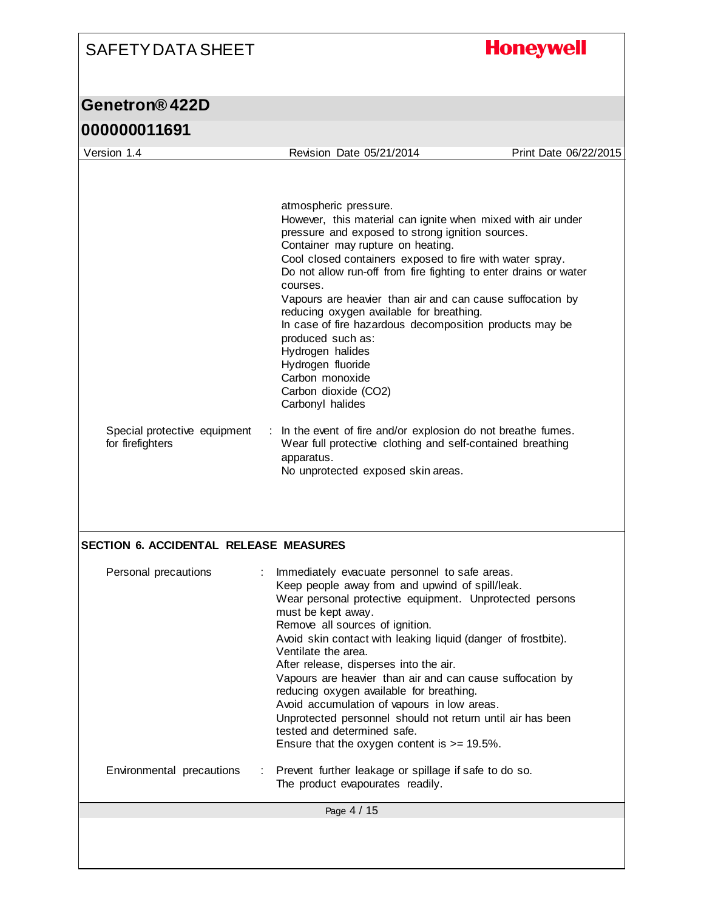atmospheric pressure.
However, this material can ignite when mixed with air under pressure and exposed to strong ignition sources.
Container may rupture on heating.
Cool closed containers exposed to fire with water spray.
Do not allow run-off from fire fighting to enter drains or water courses.
Vapours are heavier than air and can cause suffocation by reducing oxygen available for breathing.
In case of fire hazardous decomposition products may be produced such as:
Hydrogen halides
Hydrogen fluoride
Carbon monoxide
Carbon dioxide ($CO_2$)
Carbonyl halides

Special protective equipment for firefighters : In the event of fire and/or explosion do not breathe fumes.
Wear full protective clothing and self-contained breathing apparatus.
No unprotected exposed skin areas.

## SECTION 6. ACCIDENTAL RELEASE MEASURES

Personal precautions : Immediately evacuate personnel to safe areas.
Keep people away from and upwind of spill/leak.
Wear personal protective equipment. Unprotected persons must be kept away.
Remove all sources of ignition.
Avoid skin contact with leaking liquid (danger of frostbite).
Ventilate the area.
After release, disperses into the air.
Vapours are heavier than air and can cause suffocation by reducing oxygen available for breathing.
Avoid accumulation of vapours in low areas.
Unprotected personnel should not return until air has been tested and determined safe.
Ensure that the oxygen content is >= 19.5%.

Environmental precautions : Prevent further leakage or spillage if safe to do so.
The product evapourates readily.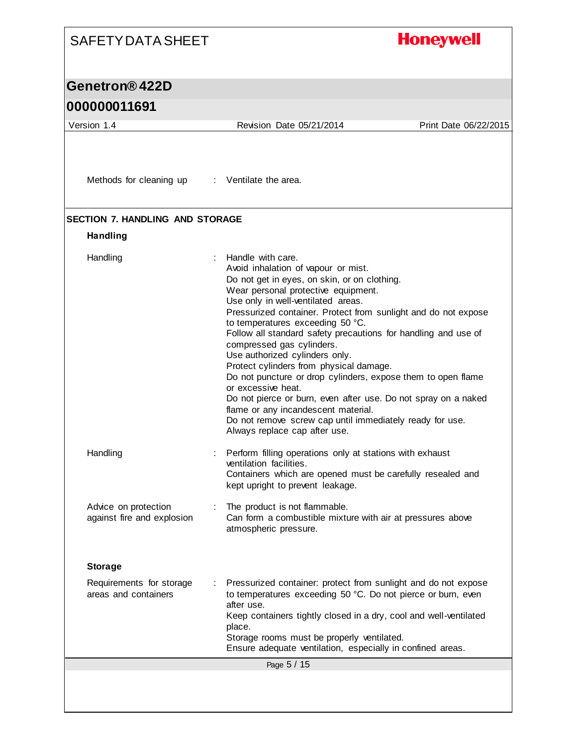Methods for cleaning up : Ventilate the area.

## SECTION 7. HANDLING AND STORAGE

### Handling

Handling : Handle with care.
Avoid inhalation of vapour or mist.
Do not get in eyes, on skin, or on clothing.
Wear personal protective equipment.
Use only in well-ventilated areas.
Pressurized container. Protect from sunlight and do not expose to temperatures exceeding 50 °C.
Follow all standard safety precautions for handling and use of compressed gas cylinders.
Use authorized cylinders only.
Protect cylinders from physical damage.
Do not puncture or drop cylinders, expose them to open flame or excessive heat.
Do not pierce or burn, even after use. Do not spray on a naked flame or any incandescent material.
Do not remove screw cap until immediately ready for use.
Always replace cap after use.

Handling : Perform filling operations only at stations with exhaust ventilation facilities.
Containers which are opened must be carefully resealed and kept upright to prevent leakage.

Advice on protection against fire and explosion : The product is not flammable.
Can form a combustible mixture with air at pressures above atmospheric pressure.

### Storage

Requirements for storage areas and containers : Pressurized container: protect from sunlight and do not expose to temperatures exceeding 50 °C. Do not pierce or burn, even after use.
Keep containers tightly closed in a dry, cool and well-ventilated place.
Storage rooms must be properly ventilated.
Ensure adequate ventilation, especially in confined areas.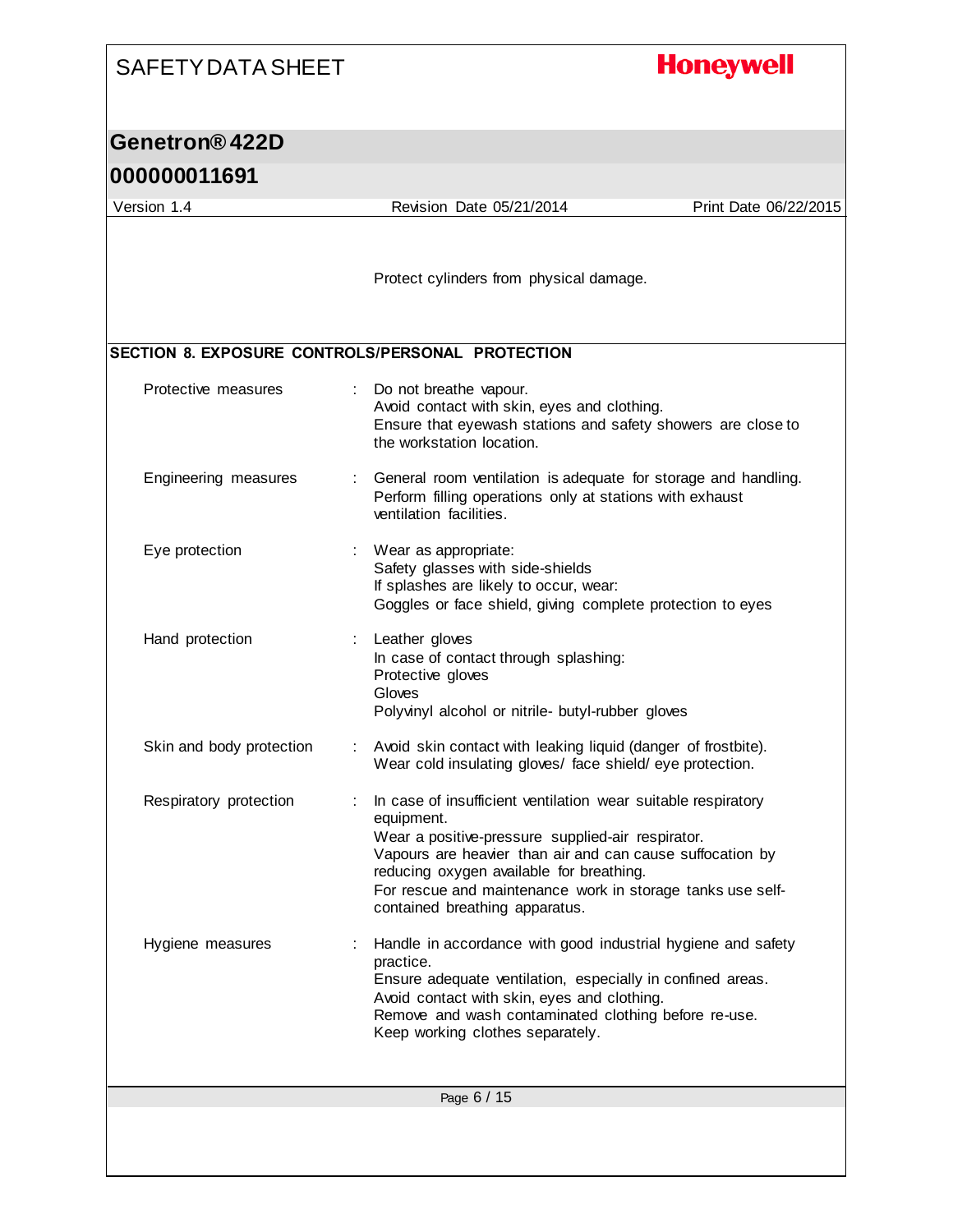Protect cylinders from physical damage.

## SECTION 8. EXPOSURE CONTROLS/PERSONAL PROTECTION

| | | |
|---|---|---|
| Protective measures | : | Do not breathe vapour.<br>Avoid contact with skin, eyes and clothing.<br>Ensure that eyewash stations and safety showers are close to the workstation location. |
| Engineering measures | : | General room ventilation is adequate for storage and handling.<br>Perform filling operations only at stations with exhaust ventilation facilities. |
| Eye protection | : | Wear as appropriate:<br>Safety glasses with side-shields<br>If splashes are likely to occur, wear:<br>Goggles or face shield, giving complete protection to eyes |
| Hand protection | : | Leather gloves<br>In case of contact through splashing:<br>Protective gloves<br>Gloves<br>Polyvinyl alcohol or nitrile- butyl-rubber gloves |
| Skin and body protection | : | Avoid skin contact with leaking liquid (danger of frostbite).<br>Wear cold insulating gloves/ face shield/ eye protection. |
| Respiratory protection | : | In case of insufficient ventilation wear suitable respiratory equipment.<br>Wear a positive-pressure supplied-air respirator.<br>Vapours are heavier than air and can cause suffocation by reducing oxygen available for breathing.<br>For rescue and maintenance work in storage tanks use self-contained breathing apparatus. |
| Hygiene measures | : | Handle in accordance with good industrial hygiene and safety practice.<br>Ensure adequate ventilation, especially in confined areas.<br>Avoid contact with skin, eyes and clothing.<br>Remove and wash contaminated clothing before re-use.<br>Keep working clothes separately. |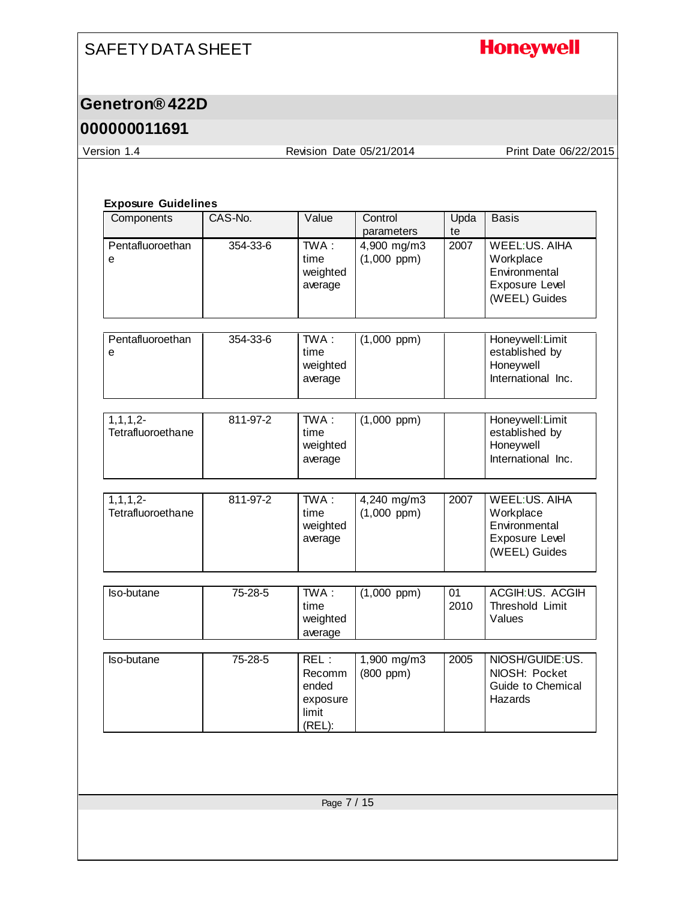**Exposure Guidelines**

| Components | CAS-No. | Value | Control parameters | Update | Basis |
|---|---|---|---|---|---|
| Pentafluoroethane | 354-33-6 | TWA : time weighted average | 4,900 mg/m3 (1,000 ppm) | 2007 | WEEL:US. AIHA Workplace Environmental Exposure Level (WEEL) Guides |
| Pentafluoroethane | 354-33-6 | TWA : time weighted average | (1,000 ppm) | | Honeywell:Limit established by Honeywell International Inc. |
| 1,1,1,2-Tetrafluoroethane | 811-97-2 | TWA : time weighted average | (1,000 ppm) | | Honeywell:Limit established by Honeywell International Inc. |
| 1,1,1,2-Tetrafluoroethane | 811-97-2 | TWA : time weighted average | 4,240 mg/m3 (1,000 ppm) | 2007 | WEEL:US. AIHA Workplace Environmental Exposure Level (WEEL) Guides |
| Iso-butane | 75-28-5 | TWA : time weighted average | (1,000 ppm) | 01 2010 | ACGIH:US. ACGIH Threshold Limit Values |
| Iso-butane | 75-28-5 | REL : Recommended exposure limit (REL): | 1,900 mg/m3 (800 ppm) | 2005 | NIOSH/GUIDE:US. NIOSH: Pocket Guide to Chemical Hazards |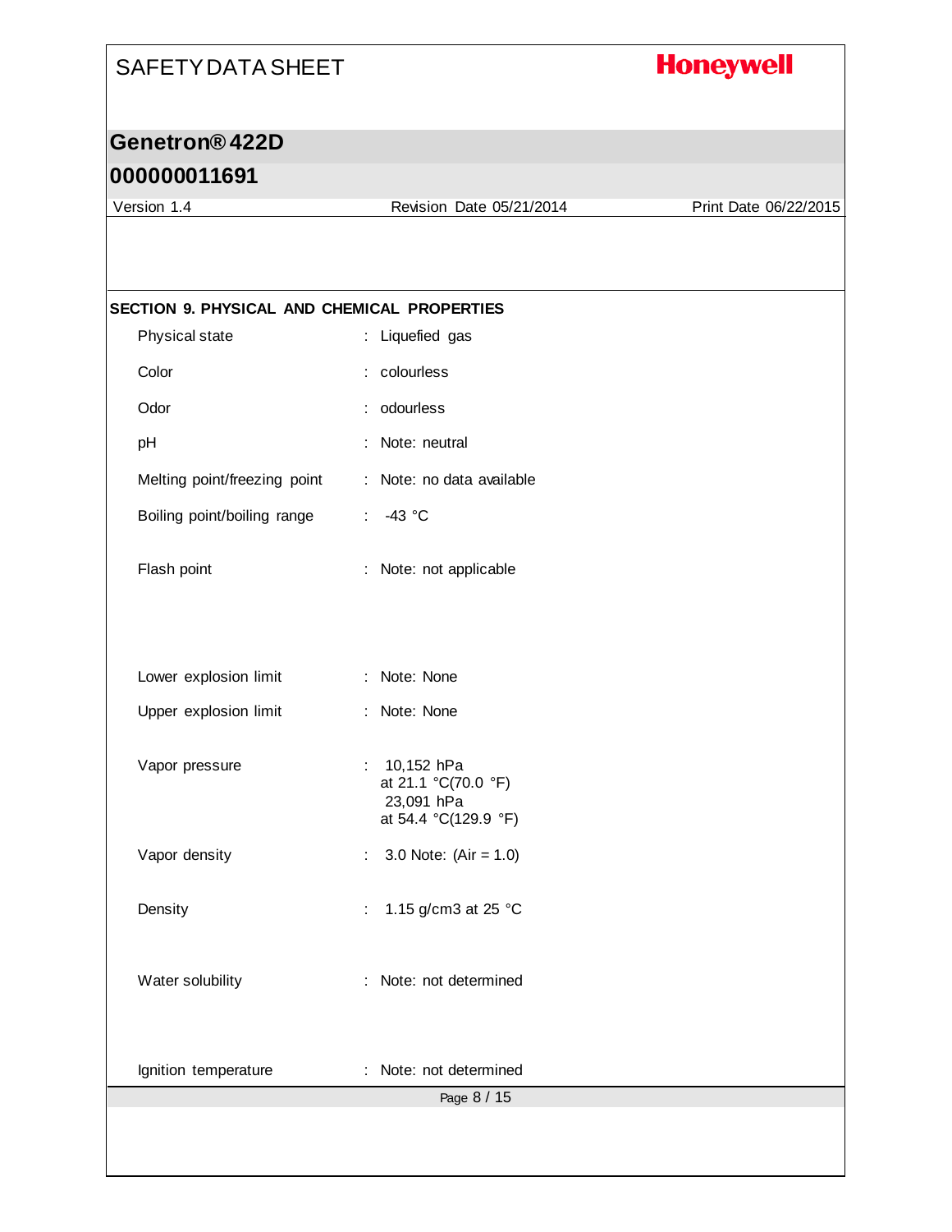## SECTION 9. PHYSICAL AND CHEMICAL PROPERTIES

| | | |
|---|---|---|
| Physical state | : | Liquefied gas |
| Color | : | colourless |
| Odor | : | odourless |
| pH | : | Note: neutral |
| Melting point/freezing point | : | Note: no data available |
| Boiling point/boiling range | : | -43 °C |
| Flash point | : | Note: not applicable |
| Lower explosion limit | : | Note: None |
| Upper explosion limit | : | Note: None |
| Vapor pressure | : | 10,152 hPa at 21.1 °C(70.0 °F) 23,091 hPa at 54.4 °C(129.9 °F) |
| Vapor density | : | 3.0 Note: (Air = 1.0) |
| Density | : | 1.15 g/cm3 at 25 °C |
| Water solubility | : | Note: not determined |
| Ignition temperature | : | Note: not determined |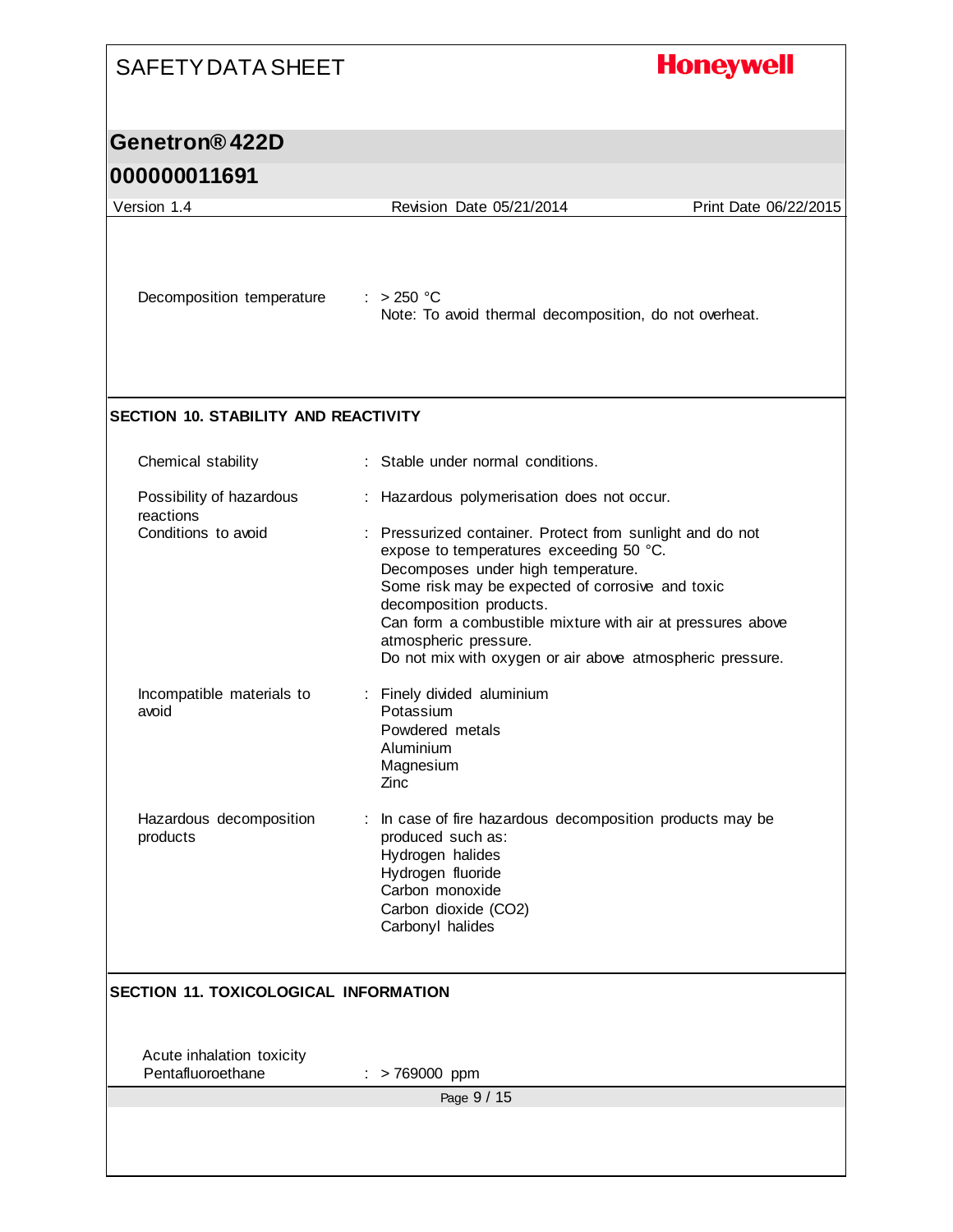Decomposition temperature : > 250 °C
Note: To avoid thermal decomposition, do not overheat.

## SECTION 10. STABILITY AND REACTIVITY

| | |
|---|---|
| Chemical stability | : Stable under normal conditions. |
| Possibility of hazardous reactions | : Hazardous polymerisation does not occur. |
| Conditions to avoid | : Pressurized container. Protect from sunlight and do not expose to temperatures exceeding 50 °C.<br>Decomposes under high temperature.<br>Some risk may be expected of corrosive and toxic decomposition products.<br>Can form a combustible mixture with air at pressures above atmospheric pressure.<br>Do not mix with oxygen or air above atmospheric pressure. |
| Incompatible materials to avoid | : Finely divided aluminium<br>Potassium<br>Powdered metals<br>Aluminium<br>Magnesium<br>Zinc |
| Hazardous decomposition products | : In case of fire hazardous decomposition products may be produced such as:<br>Hydrogen halides<br>Hydrogen fluoride<br>Carbon monoxide<br>Carbon dioxide ($CO_2$)<br>Carbonyl halides |

## SECTION 11. TOXICOLOGICAL INFORMATION

Acute inhalation toxicity
Pentafluoroethane : > 769000 ppm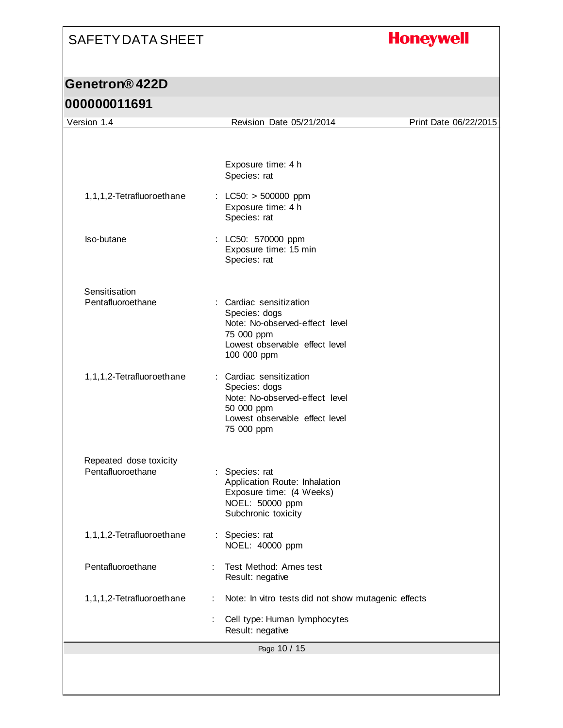Exposure time: 4 h
Species: rat

| | |
|---|---|
| 1,1,1,2-Tetrafluoroethane | : LC50: > 500000 ppm<br>Exposure time: 4 h<br>Species: rat |
| Iso-butane | : LC50: 570000 ppm<br>Exposure time: 15 min<br>Species: rat |

Sensitisation

| | |
|---|---|
| Pentafluoroethane | : Cardiac sensitization<br>Species: dogs<br>Note: No-observed-effect level<br>75 000 ppm<br>Lowest observable effect level<br>100 000 ppm |
| 1,1,1,2-Tetrafluoroethane | : Cardiac sensitization<br>Species: dogs<br>Note: No-observed-effect level<br>50 000 ppm<br>Lowest observable effect level<br>75 000 ppm |

Repeated dose toxicity

| | |
|---|---|
| Pentafluoroethane | : Species: rat<br>Application Route: Inhalation<br>Exposure time: (4 Weeks)<br>NOEL: 50000 ppm<br>Subchronic toxicity |
| 1,1,1,2-Tetrafluoroethane | : Species: rat<br>NOEL: 40000 ppm |
| Pentafluoroethane | : Test Method: Ames test<br>Result: negative |
| 1,1,1,2-Tetrafluoroethane | : Note: In vitro tests did not show mutagenic effects |
| | : Cell type: Human lymphocytes<br>Result: negative |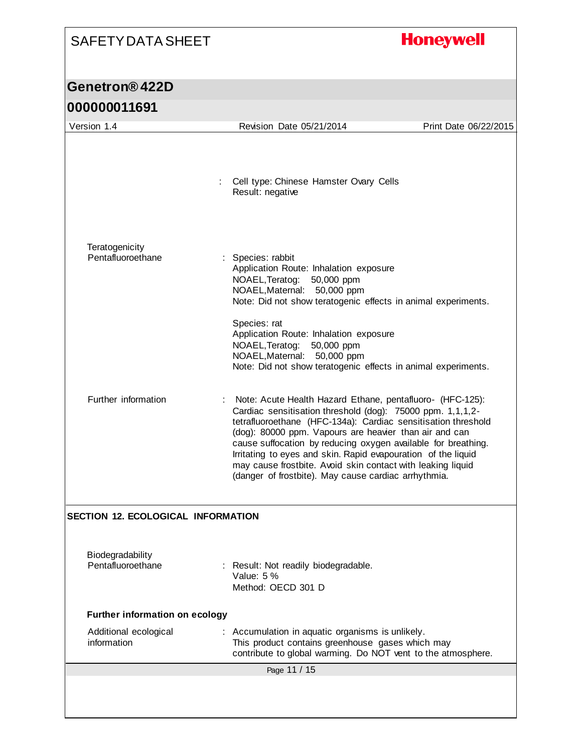| | |
|---|---|
| | : Cell type: Chinese Hamster Ovary Cells<br>Result: negative |
| Teratogenicity<br>Pentafluoroethane | : Species: rabbit<br>Application Route: Inhalation exposure<br>NOAEL,Teratog: 50,000 ppm<br>NOAEL,Maternal: 50,000 ppm<br>Note: Did not show teratogenic effects in animal experiments.<br><br>Species: rat<br>Application Route: Inhalation exposure<br>NOAEL,Teratog: 50,000 ppm<br>NOAEL,Maternal: 50,000 ppm<br>Note: Did not show teratogenic effects in animal experiments. |
| Further information | : Note: Acute Health Hazard Ethane, pentafluoro- (HFC-125): Cardiac sensitisation threshold (dog): 75000 ppm. 1,1,1,2-tetrafluoroethane (HFC-134a): Cardiac sensitisation threshold (dog): 80000 ppm. Vapours are heavier than air and can cause suffocation by reducing oxygen available for breathing. Irritating to eyes and skin. Rapid evapouration of the liquid may cause frostbite. Avoid skin contact with leaking liquid (danger of frostbite). May cause cardiac arrhythmia. |

## SECTION 12. ECOLOGICAL INFORMATION

| | |
|---|---|
| Biodegradability<br>Pentafluoroethane | : Result: Not readily biodegradable.<br>Value: 5 %<br>Method: OECD 301 D |

**Further information on ecology**

| | |
|---|---|
| Additional ecological information | : Accumulation in aquatic organisms is unlikely.<br>This product contains greenhouse gases which may contribute to global warming. Do NOT vent to the atmosphere. |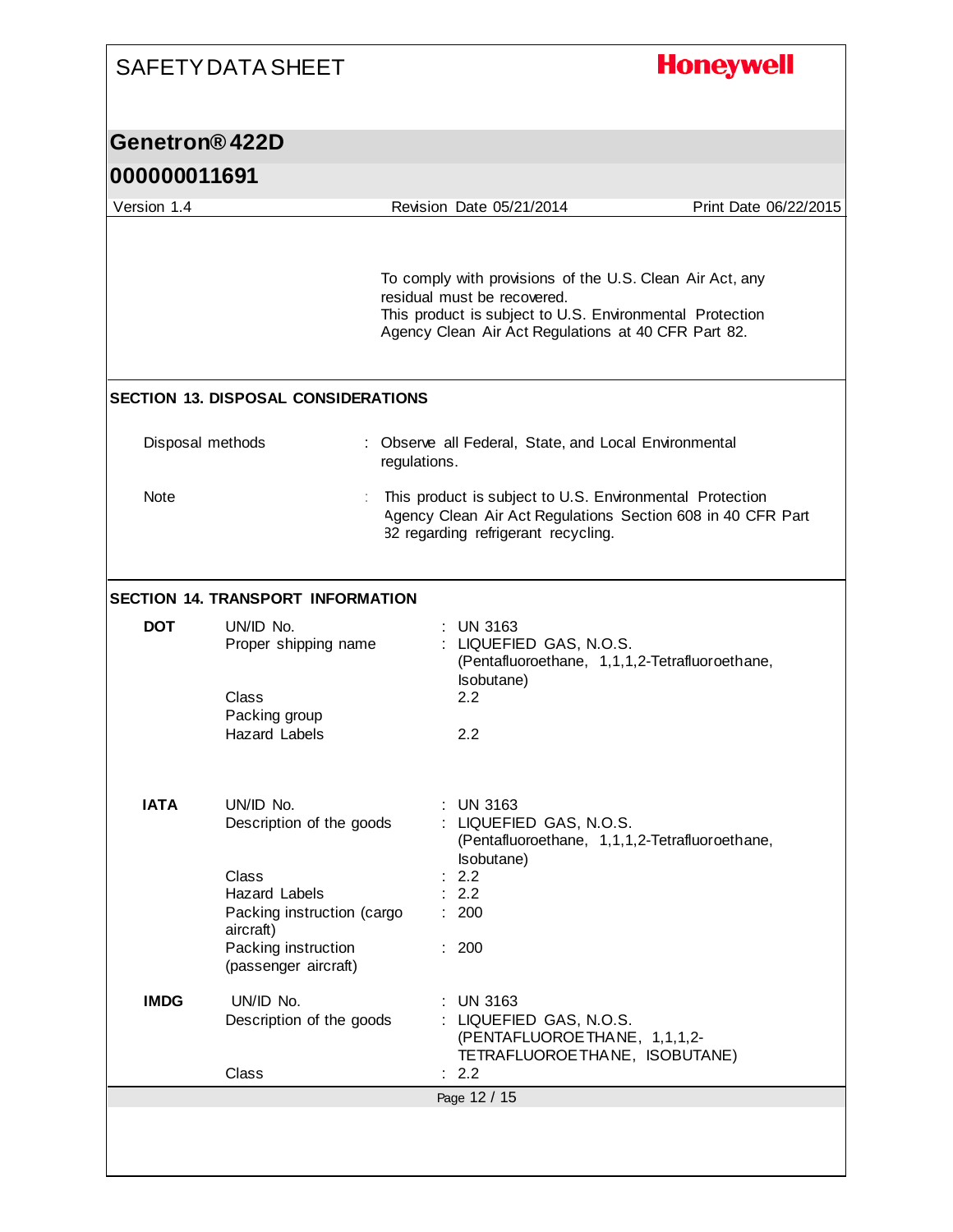To comply with provisions of the U.S. Clean Air Act, any residual must be recovered.
This product is subject to U.S. Environmental Protection Agency Clean Air Act Regulations at 40 CFR Part 82.

## SECTION 13. DISPOSAL CONSIDERATIONS

| | |
|---|---|
| Disposal methods | : Observe all Federal, State, and Local Environmental regulations. |
| Note | : This product is subject to U.S. Environmental Protection Agency Clean Air Act Regulations Section 608 in 40 CFR Part 82 regarding refrigerant recycling. |

## SECTION 14. TRANSPORT INFORMATION

**DOT**

| | |
|---|---|
| UN/ID No. | : UN 3163 |
| Proper shipping name | : LIQUEFIED GAS, N.O.S. (Pentafluoroethane, 1,1,1,2-Tetrafluoroethane, Isobutane) |
| Class | 2.2 |
| Packing group | |
| Hazard Labels | 2.2 |

**IATA**

| | |
|---|---|
| UN/ID No. | : UN 3163 |
| Description of the goods | : LIQUEFIED GAS, N.O.S. (Pentafluoroethane, 1,1,1,2-Tetrafluoroethane, Isobutane) |
| Class | : 2.2 |
| Hazard Labels | : 2.2 |
| Packing instruction (cargo aircraft) | : 200 |
| Packing instruction (passenger aircraft) | : 200 |

**IMDG**

| | |
|---|---|
| UN/ID No. | : UN 3163 |
| Description of the goods | : LIQUEFIED GAS, N.O.S. (PENTAFLUOROETHANE, 1,1,1,2-TETRAFLUOROETHANE, ISOBUTANE) |
| Class | : 2.2 |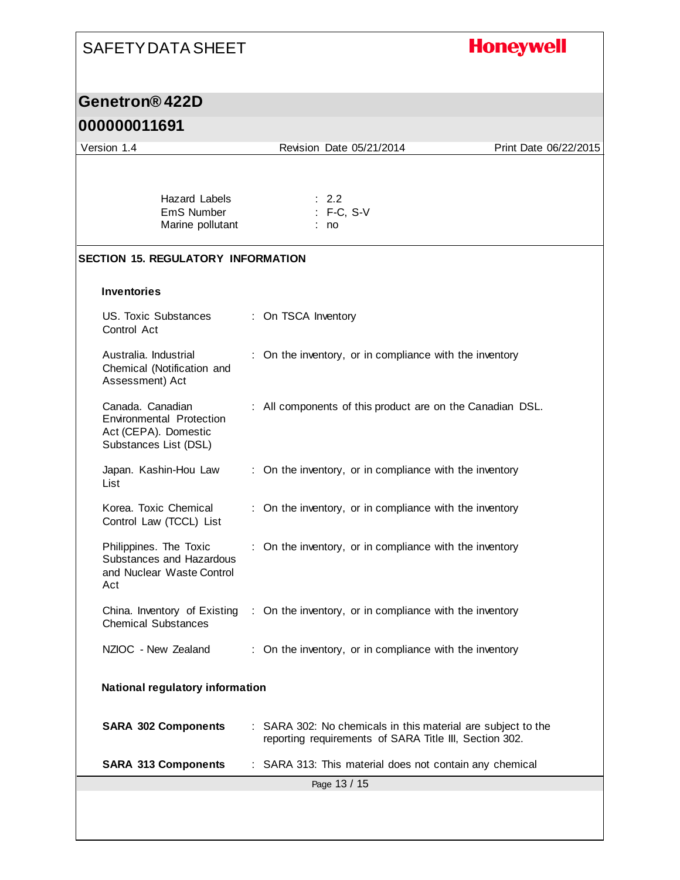| | |
|---|---|
| Hazard Labels | : 2.2 |
| EmS Number | : F-C, S-V |
| Marine pollutant | : no |

## SECTION 15. REGULATORY INFORMATION

### Inventories

| | |
|---|---|
| US. Toxic Substances Control Act | : On TSCA Inventory |
| Australia. Industrial Chemical (Notification and Assessment) Act | : On the inventory, or in compliance with the inventory |
| Canada. Canadian Environmental Protection Act (CEPA). Domestic Substances List (DSL) | : All components of this product are on the Canadian DSL. |
| Japan. Kashin-Hou Law List | : On the inventory, or in compliance with the inventory |
| Korea. Toxic Chemical Control Law (TCCL) List | : On the inventory, or in compliance with the inventory |
| Philippines. The Toxic Substances and Hazardous and Nuclear Waste Control Act | : On the inventory, or in compliance with the inventory |
| China. Inventory of Existing Chemical Substances | : On the inventory, or in compliance with the inventory |
| NZIOC - New Zealand | : On the inventory, or in compliance with the inventory |

### National regulatory information

| | |
|---|---|
| **SARA 302 Components** | : SARA 302: No chemicals in this material are subject to the reporting requirements of SARA Title III, Section 302. |
| **SARA 313 Components** | : SARA 313: This material does not contain any chemical |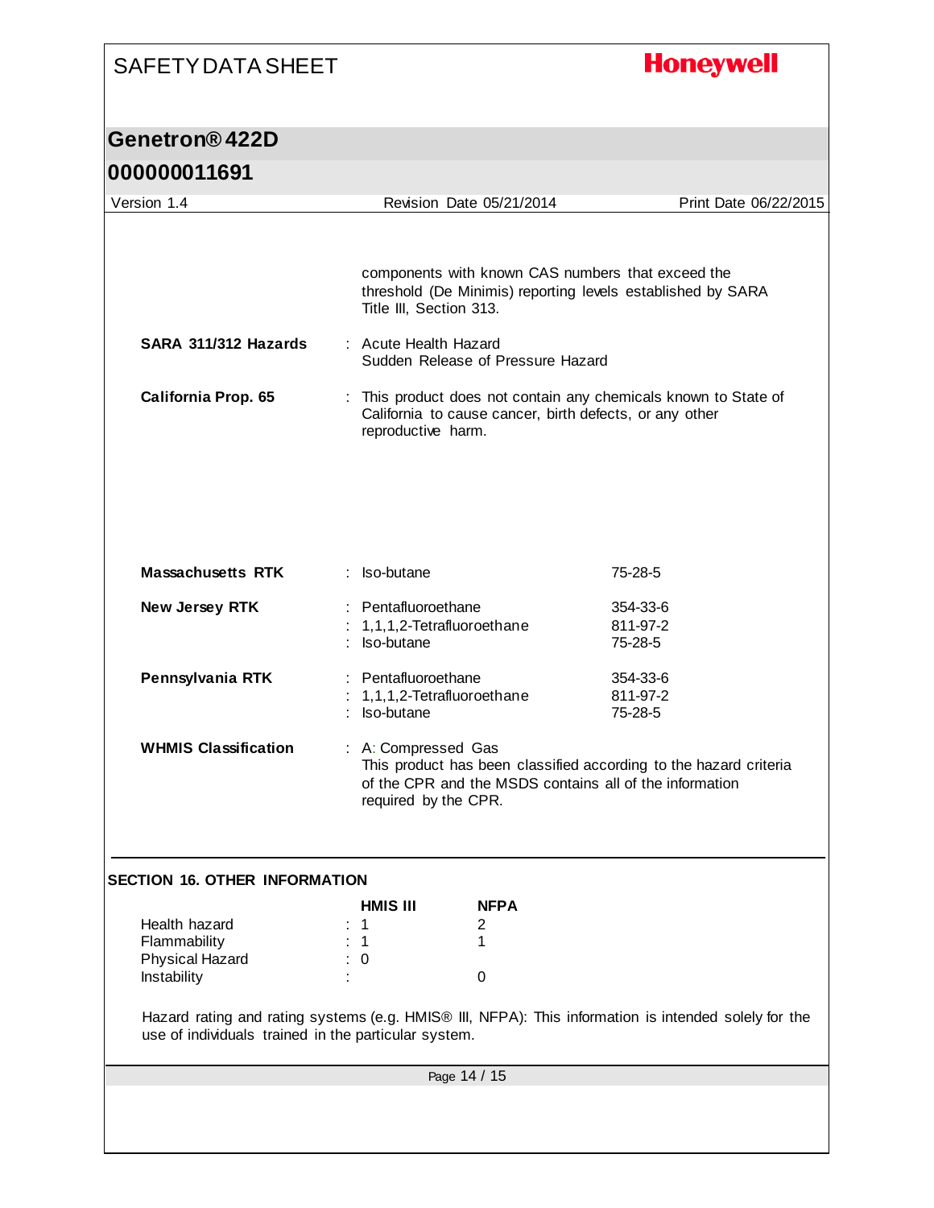components with known CAS numbers that exceed the threshold (De Minimis) reporting levels established by SARA Title III, Section 313.

**SARA 311/312 Hazards** : Acute Health Hazard
Sudden Release of Pressure Hazard

**California Prop. 65** : This product does not contain any chemicals known to State of California to cause cancer, birth defects, or any other reproductive harm.

| | | |
|---|---|---|
| **Massachusetts RTK** | : Iso-butane | 75-28-5 |
| **New Jersey RTK** | : Pentafluoroethane | 354-33-6 |
| | : 1,1,1,2-Tetrafluoroethane | 811-97-2 |
| | : Iso-butane | 75-28-5 |
| **Pennsylvania RTK** | : Pentafluoroethane | 354-33-6 |
| | : 1,1,1,2-Tetrafluoroethane | 811-97-2 |
| | : Iso-butane | 75-28-5 |

**WHMIS Classification** : A: Compressed Gas
This product has been classified according to the hazard criteria of the CPR and the MSDS contains all of the information required by the CPR.

## SECTION 16. OTHER INFORMATION

| | HMIS III | NFPA |
|---|---|---|
| Health hazard | 1 | 2 |
| Flammability | 1 | 1 |
| Physical Hazard | 0 | |
| Instability | | 0 |

Hazard rating and rating systems (e.g. HMIS® III, NFPA): This information is intended solely for the use of individuals trained in the particular system.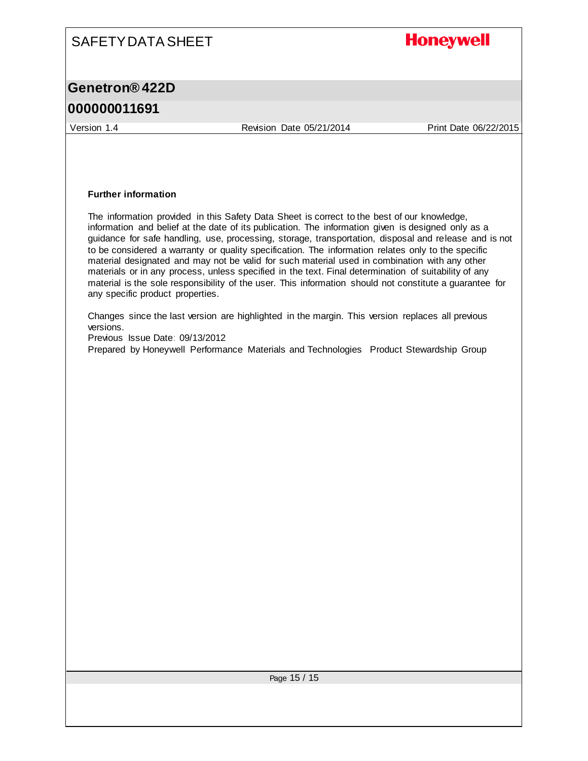**Further information**

The information provided in this Safety Data Sheet is correct to the best of our knowledge, information and belief at the date of its publication. The information given is designed only as a guidance for safe handling, use, processing, storage, transportation, disposal and release and is not to be considered a warranty or quality specification. The information relates only to the specific material designated and may not be valid for such material used in combination with any other materials or in any process, unless specified in the text. Final determination of suitability of any material is the sole responsibility of the user. This information should not constitute a guarantee for any specific product properties.

Changes since the last version are highlighted in the margin. This version replaces all previous versions.
Previous Issue Date: 09/13/2012
Prepared by Honeywell Performance Materials and Technologies Product Stewardship Group